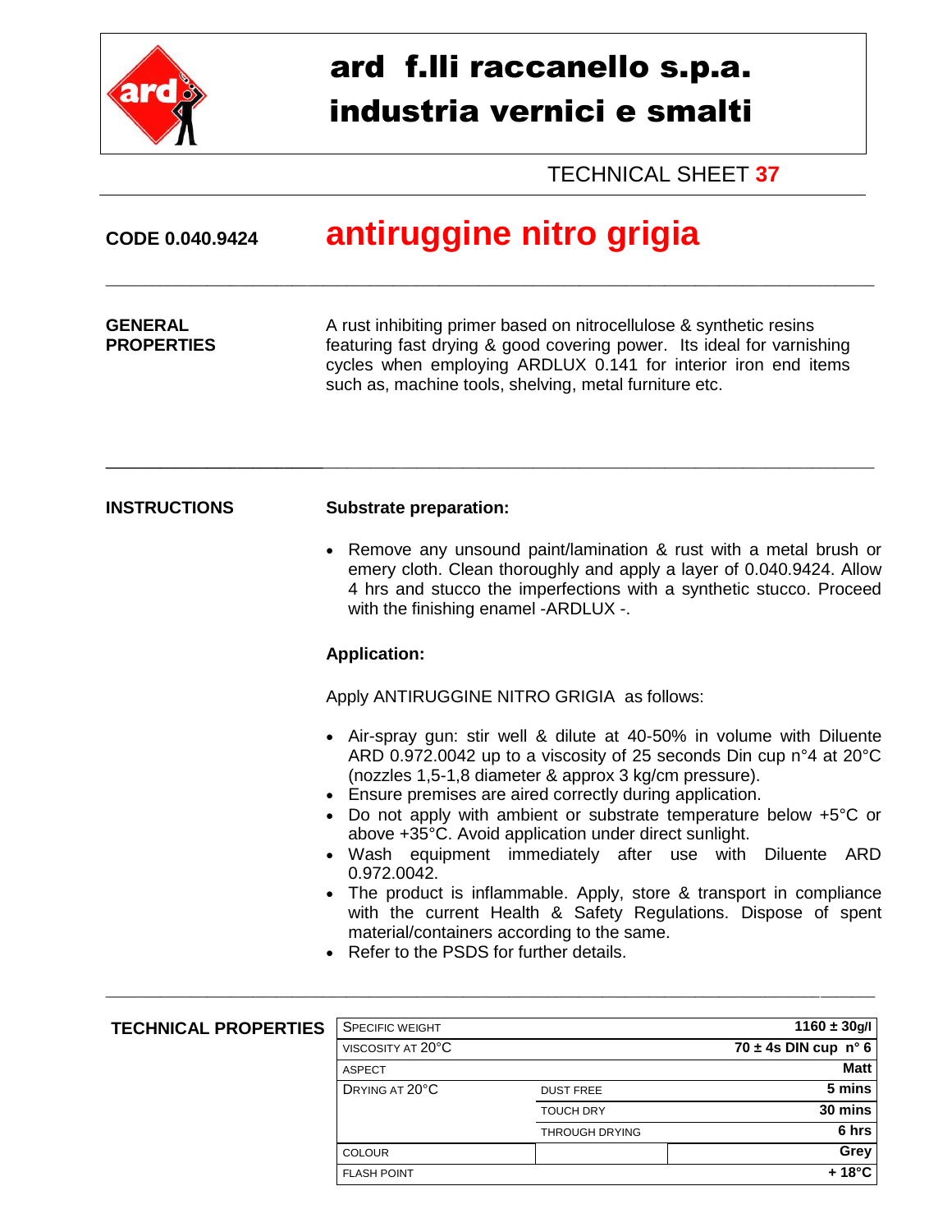# ard f.lli raccanello s.p.a.
# industria vernici e smalti

TECHNICAL SHEET **37**

**CODE 0.040.9424** **antiruggine nitro grigia**

---

**GENERAL PROPERTIES**

A rust inhibiting primer based on nitrocellulose & synthetic resins featuring fast drying & good covering power. Its ideal for varnishing cycles when employing ARDLUX 0.141 for interior iron end items such as, machine tools, shelving, metal furniture etc.

---

**INSTRUCTIONS**

**Substrate preparation:**

- Remove any unsound paint/lamination & rust with a metal brush or emery cloth. Clean thoroughly and apply a layer of 0.040.9424. Allow 4 hrs and stucco the imperfections with a synthetic stucco. Proceed with the finishing enamel -ARDLUX -.

**Application:**

Apply ANTIRUGGINE NITRO GRIGIA as follows:

- Air-spray gun: stir well & dilute at 40-50% in volume with Diluente ARD 0.972.0042 up to a viscosity of 25 seconds Din cup n°4 at 20°C (nozzles 1,5-1,8 diameter & approx 3 kg/cm pressure).
- Ensure premises are aired correctly during application.
- Do not apply with ambient or substrate temperature below +5°C or above +35°C. Avoid application under direct sunlight.
- Wash equipment immediately after use with Diluente ARD 0.972.0042.
- The product is inflammable. Apply, store & transport in compliance with the current Health & Safety Regulations. Dispose of spent material/containers according to the same.
- Refer to the PSDS for further details.

---

**TECHNICAL PROPERTIES**

| | | |
|---|---|---|
| SPECIFIC WEIGHT | | **1160 ± 30g/l** |
| VISCOSITY AT 20°C | | **70 ± 4s DIN cup n° 6** |
| ASPECT | | **Matt** |
| DRYING AT 20°C | DUST FREE | **5 mins** |
| | TOUCH DRY | **30 mins** |
| | THROUGH DRYING | **6 hrs** |
| COLOUR | | **Grey** |
| FLASH POINT | | **+ 18°C** |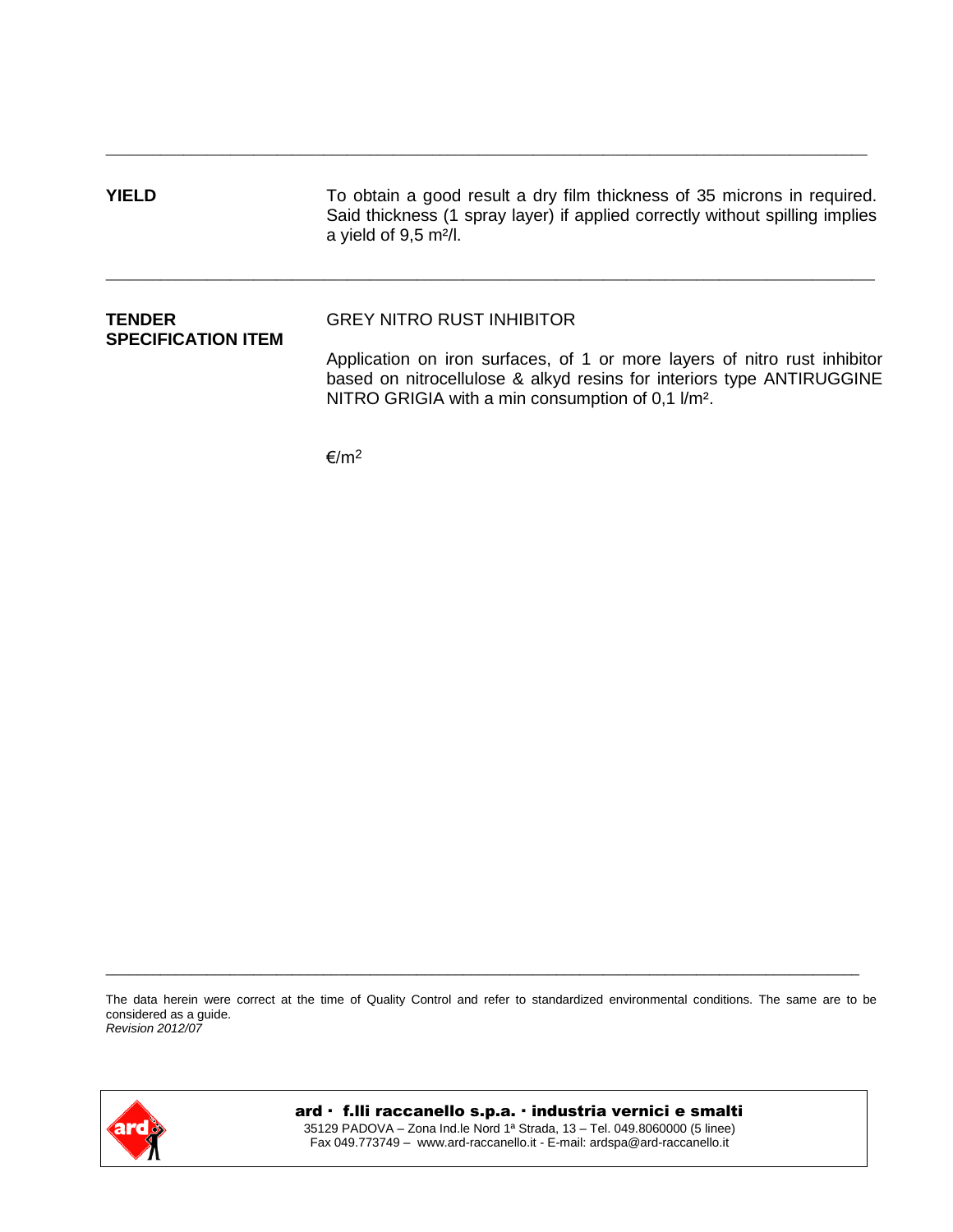**YIELD**

To obtain a good result a dry film thickness of 35 microns in required. Said thickness (1 spray layer) if applied correctly without spilling implies a yield of 9,5 m²/l.

---

**TENDER SPECIFICATION ITEM**

GREY NITRO RUST INHIBITOR

Application on iron surfaces, of 1 or more layers of nitro rust inhibitor based on nitrocellulose & alkyd resins for interiors type ANTIRUGGINE NITRO GRIGIA with a min consumption of 0,1 l/m².

€/m$^2$

---

The data herein were correct at the time of Quality Control and refer to standardized environmental conditions. The same are to be considered as a guide.
*Revision 2012/07*

**ard · f.lli raccanello s.p.a. · industria vernici e smalti**
35129 PADOVA – Zona Ind.le Nord 1ª Strada, 13 – Tel. 049.8060000 (5 linee)
Fax 049.773749 – www.ard-raccanello.it - E-mail: ardspa@ard-raccanello.it